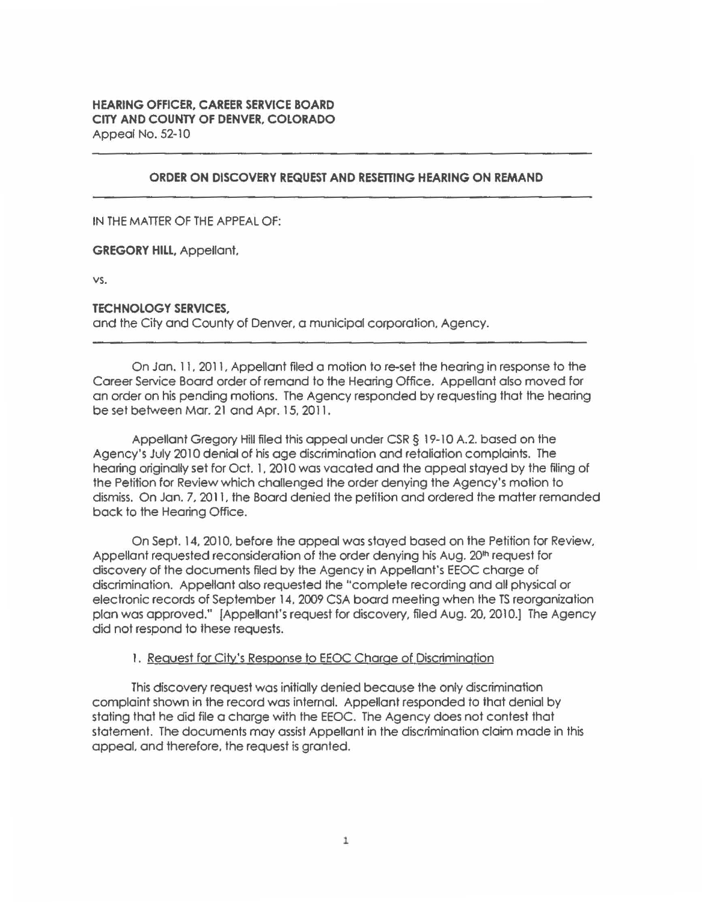**HEARING OFFICER, CAREER SERVICE BOARD**
**CITY AND COUNTY OF DENVER, COLORADO**
Appeal No. 52-10

---

**ORDER ON DISCOVERY REQUEST AND RESETTING HEARING ON REMAND**

---

IN THE MATTER OF THE APPEAL OF:

**GREGORY HILL,** Appellant,

vs.

**TECHNOLOGY SERVICES,**
and the City and County of Denver, a municipal corporation, Agency.

---

On Jan. 11, 2011, Appellant filed a motion to re-set the hearing in response to the Career Service Board order of remand to the Hearing Office. Appellant also moved for an order on his pending motions. The Agency responded by requesting that the hearing be set between Mar. 21 and Apr. 15, 2011.

Appellant Gregory Hill filed this appeal under CSR § 19-10 A.2. based on the Agency's July 2010 denial of his age discrimination and retaliation complaints. The hearing originally set for Oct. 1, 2010 was vacated and the appeal stayed by the filing of the Petition for Review which challenged the order denying the Agency's motion to dismiss. On Jan. 7, 2011, the Board denied the petition and ordered the matter remanded back to the Hearing Office.

On Sept. 14, 2010, before the appeal was stayed based on the Petition for Review, Appellant requested reconsideration of the order denying his Aug. 20th request for discovery of the documents filed by the Agency in Appellant's EEOC charge of discrimination. Appellant also requested the "complete recording and all physical or electronic records of September 14, 2009 CSA board meeting when the TS reorganization plan was approved." [Appellant's request for discovery, filed Aug. 20, 2010.] The Agency did not respond to these requests.

1. Request for City's Response to EEOC Charge of Discrimination

This discovery request was initially denied because the only discrimination complaint shown in the record was internal. Appellant responded to that denial by stating that he did file a charge with the EEOC. The Agency does not contest that statement. The documents may assist Appellant in the discrimination claim made in this appeal, and therefore, the request is granted.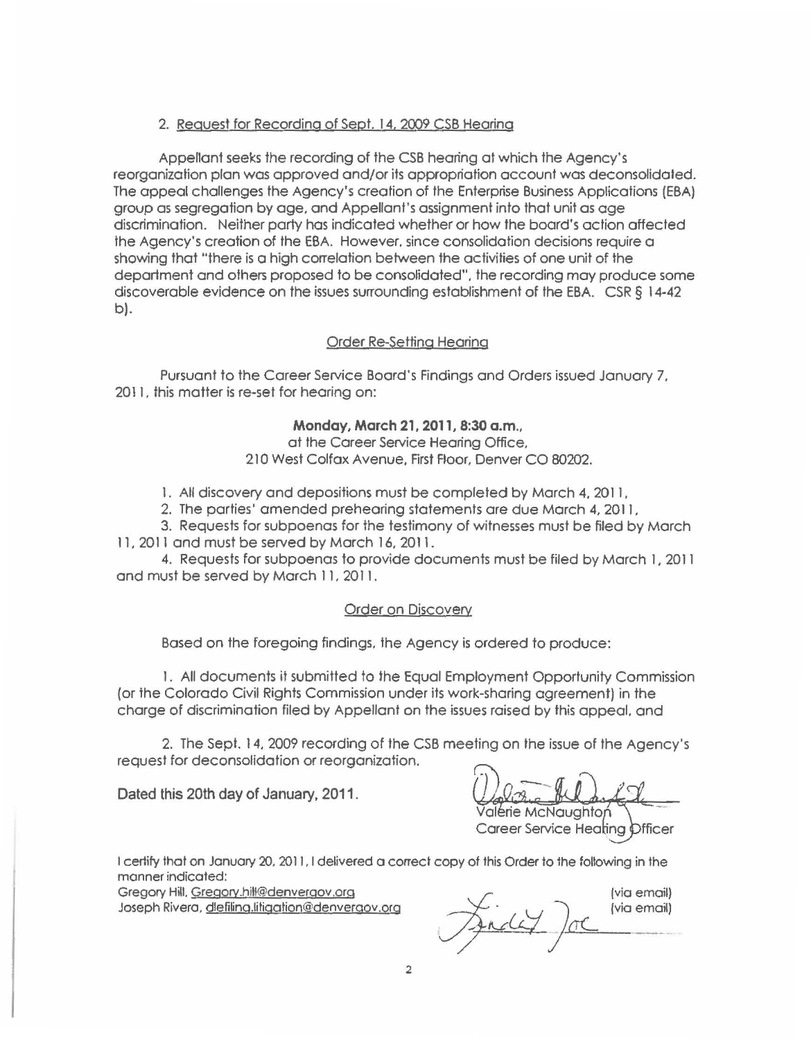2. Request for Recording of Sept. 14, 2009 CSB Hearing

Appellant seeks the recording of the CSB hearing at which the Agency's reorganization plan was approved and/or its appropriation account was deconsolidated. The appeal challenges the Agency's creation of the Enterprise Business Applications (EBA) group as segregation by age, and Appellant's assignment into that unit as age discrimination. Neither party has indicated whether or how the board's action affected the Agency's creation of the EBA. However, since consolidation decisions require a showing that "there is a high correlation between the activities of one unit of the department and others proposed to be consolidated", the recording may produce some discoverable evidence on the issues surrounding establishment of the EBA. CSR § 14-42 b).

## Order Re-Setting Hearing

Pursuant to the Career Service Board's Findings and Orders issued January 7, 2011, this matter is re-set for hearing on:

**Monday, March 21, 2011, 8:30 a.m.,**
at the Career Service Hearing Office,
210 West Colfax Avenue, First Floor, Denver CO 80202.

1. All discovery and depositions must be completed by March 4, 2011,
2. The parties' amended prehearing statements are due March 4, 2011,
3. Requests for subpoenas for the testimony of witnesses must be filed by March 11, 2011 and must be served by March 16, 2011.
4. Requests for subpoenas to provide documents must be filed by March 1, 2011 and must be served by March 11, 2011.

## Order on Discovery

Based on the foregoing findings, the Agency is ordered to produce:

1. All documents it submitted to the Equal Employment Opportunity Commission (or the Colorado Civil Rights Commission under its work-sharing agreement) in the charge of discrimination filed by Appellant on the issues raised by this appeal, and

2. The Sept. 14, 2009 recording of the CSB meeting on the issue of the Agency's request for deconsolidation or reorganization.

**Dated this 20th day of January, 2011.**

Valerie McNaughton
Career Service Hearing Officer

I certify that on January 20, 2011, I delivered a correct copy of this Order to the following in the manner indicated:

Gregory Hill, Gregory.hill@denvergov.org (via email)
Joseph Rivera, dlefiling.litigation@denvergov.org (via email)